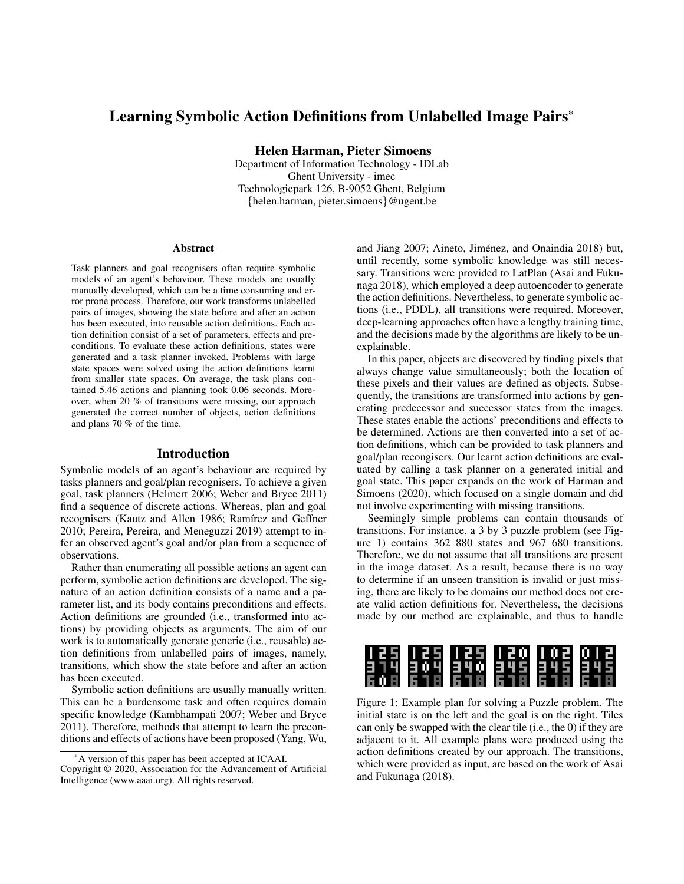# Learning Symbolic Action Definitions from Unlabelled Image Pairs*

**Helen Harman, Pieter Simoens**
Department of Information Technology - IDLab
Ghent University - imec
Technologiepark 126, B-9052 Ghent, Belgium
{helen.harman, pieter.simoens}@ugent.be

### Abstract

Task planners and goal recognisers often require symbolic models of an agent's behaviour. These models are usually manually developed, which can be a time consuming and error prone process. Therefore, our work transforms unlabelled pairs of images, showing the state before and after an action has been executed, into reusable action definitions. Each action definition consist of a set of parameters, effects and preconditions. To evaluate these action definitions, states were generated and a task planner invoked. Problems with large state spaces were solved using the action definitions learnt from smaller state spaces. On average, the task plans contained 5.46 actions and planning took 0.06 seconds. Moreover, when 20 % of transitions were missing, our approach generated the correct number of objects, action definitions and plans 70 % of the time.

## Introduction

Symbolic models of an agent's behaviour are required by tasks planners and goal/plan recognisers. To achieve a given goal, task planners (Helmert 2006; Weber and Bryce 2011) find a sequence of discrete actions. Whereas, plan and goal recognisers (Kautz and Allen 1986; Ramírez and Geffner 2010; Pereira, Pereira, and Meneguzzi 2019) attempt to infer an observed agent's goal and/or plan from a sequence of observations.

Rather than enumerating all possible actions an agent can perform, symbolic action definitions are developed. The signature of an action definition consists of a name and a parameter list, and its body contains preconditions and effects. Action definitions are grounded (i.e., transformed into actions) by providing objects as arguments. The aim of our work is to automatically generate generic (i.e., reusable) action definitions from unlabelled pairs of images, namely, transitions, which show the state before and after an action has been executed.

Symbolic action definitions are usually manually written. This can be a burdensome task and often requires domain specific knowledge (Kambhampati 2007; Weber and Bryce 2011). Therefore, methods that attempt to learn the preconditions and effects of actions have been proposed (Yang, Wu, and Jiang 2007; Aineto, Jiménez, and Onaindia 2018) but, until recently, some symbolic knowledge was still necessary. Transitions were provided to LatPlan (Asai and Fukunaga 2018), which employed a deep autoencoder to generate the action definitions. Nevertheless, to generate symbolic actions (i.e., PDDL), all transitions were required. Moreover, deep-learning approaches often have a lengthy training time, and the decisions made by the algorithms are likely to be unexplainable.

In this paper, objects are discovered by finding pixels that always change value simultaneously; both the location of these pixels and their values are defined as objects. Subsequently, the transitions are transformed into actions by generating predecessor and successor states from the images. These states enable the actions' preconditions and effects to be determined. Actions are then converted into a set of action definitions, which can be provided to task planners and goal/plan recognisers. Our learnt action definitions are evaluated by calling a task planner on a generated initial and goal state. This paper expands on the work of Harman and Simoens (2020), which focused on a single domain and did not involve experimenting with missing transitions.

Seemingly simple problems can contain thousands of transitions. For instance, a 3 by 3 puzzle problem (see Figure 1) contains 362 880 states and 967 680 transitions. Therefore, we do not assume that all transitions are present in the image dataset. As a result, because there is no way to determine if an unseen transition is invalid or just missing, there are likely to be domains our method does not create valid action definitions for. Nevertheless, the decisions made by our method are explainable, and thus to handle

Figure 1: Example plan for solving a Puzzle problem. The initial state is on the left and the goal is on the right. Tiles can only be swapped with the clear tile (i.e., the 0) if they are adjacent to it. All example plans were produced using the action definitions created by our approach. The transitions, which were provided as input, are based on the work of Asai and Fukunaga (2018).

*A version of this paper has been accepted at ICAAI.
Copyright © 2020, Association for the Advancement of Artificial Intelligence (www.aaai.org). All rights reserved.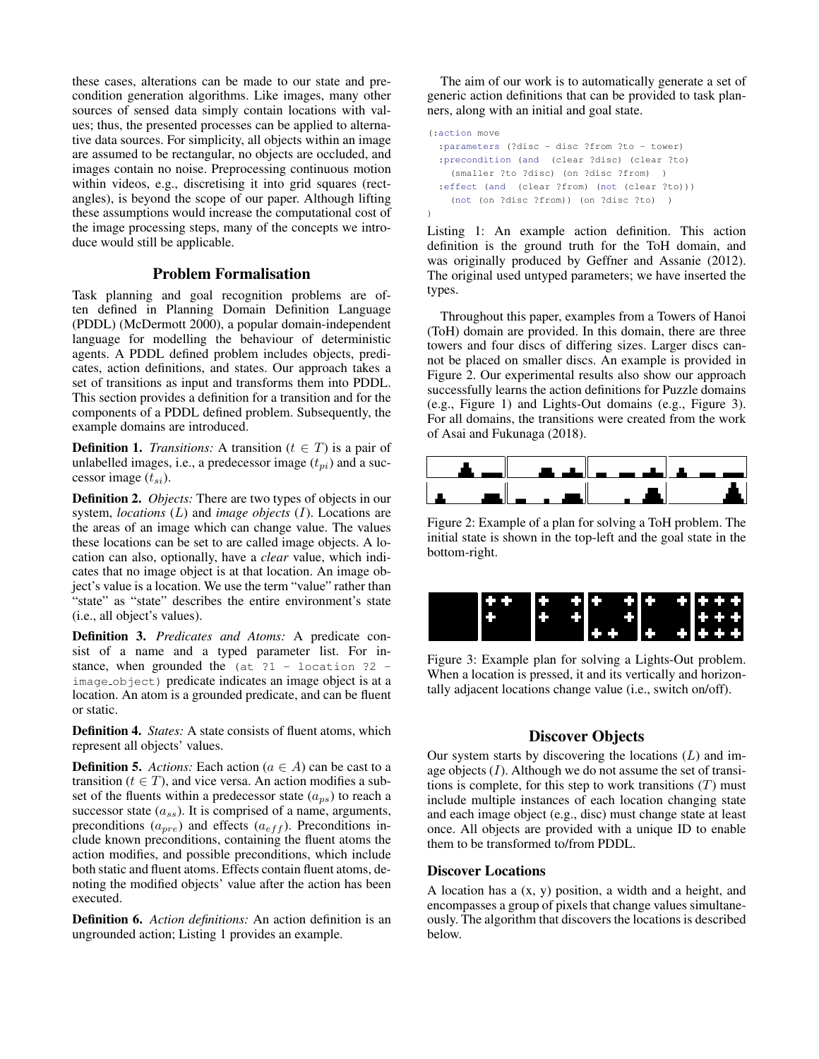these cases, alterations can be made to our state and precondition generation algorithms. Like images, many other sources of sensed data simply contain locations with values; thus, the presented processes can be applied to alternative data sources. For simplicity, all objects within an image are assumed to be rectangular, no objects are occluded, and images contain no noise. Preprocessing continuous motion within videos, e.g., discretising it into grid squares (rectangles), is beyond the scope of our paper. Although lifting these assumptions would increase the computational cost of the image processing steps, many of the concepts we introduce would still be applicable.

## Problem Formalisation

Task planning and goal recognition problems are often defined in Planning Domain Definition Language (PDDL) (McDermott 2000), a popular domain-independent language for modelling the behaviour of deterministic agents. A PDDL defined problem includes objects, predicates, action definitions, and states. Our approach takes a set of transitions as input and transforms them into PDDL. This section provides a definition for a transition and for the components of a PDDL defined problem. Subsequently, the example domains are introduced.

**Definition 1.** *Transitions:* A transition ($t \in T$) is a pair of unlabelled images, i.e., a predecessor image ($t_{pi}$) and a successor image ($t_{si}$).

**Definition 2.** *Objects:* There are two types of objects in our system, *locations* ($L$) and *image objects* ($I$). Locations are the areas of an image which can change value. The values these locations can be set to are called image objects. A location can also, optionally, have a *clear* value, which indicates that no image object is at that location. An image object's value is a location. We use the term "value" rather than "state" as "state" describes the entire environment's state (i.e., all object's values).

**Definition 3.** *Predicates and Atoms:* A predicate consist of a name and a typed parameter list. For instance, when grounded the `(at ?1 - location ?2 - image_object)` predicate indicates an image object is at a location. An atom is a grounded predicate, and can be fluent or static.

**Definition 4.** *States:* A state consists of fluent atoms, which represent all objects' values.

**Definition 5.** *Actions:* Each action ($a \in A$) can be cast to a transition ($t \in T$), and vice versa. An action modifies a subset of the fluents within a predecessor state ($a_{ps}$) to reach a successor state ($a_{ss}$). It is comprised of a name, arguments, preconditions ($a_{pre}$) and effects ($a_{eff}$). Preconditions include known preconditions, containing the fluent atoms the action modifies, and possible preconditions, which include both static and fluent atoms. Effects contain fluent atoms, denoting the modified objects' value after the action has been executed.

**Definition 6.** *Action definitions:* An action definition is an ungrounded action; Listing 1 provides an example.

The aim of our work is to automatically generate a set of generic action definitions that can be provided to task planners, along with an initial and goal state.

```
(:action move
  :parameters (?disc - disc ?from ?to - tower)
  :precondition (and  (clear ?disc) (clear ?to)
    (smaller ?to ?disc) (on ?disc ?from)  )
  :effect (and  (clear ?from) (not (clear ?to)))
    (not (on ?disc ?from)) (on ?disc ?to)  )
)
```

Listing 1: An example action definition. This action definition is the ground truth for the ToH domain, and was originally produced by Geffner and Assanie (2012). The original used untyped parameters; we have inserted the types.

Throughout this paper, examples from a Towers of Hanoi (ToH) domain are provided. In this domain, there are three towers and four discs of differing sizes. Larger discs cannot be placed on smaller discs. An example is provided in Figure 2. Our experimental results also show our approach successfully learns the action definitions for Puzzle domains (e.g., Figure 1) and Lights-Out domains (e.g., Figure 3). For all domains, the transitions were created from the work of Asai and Fukunaga (2018).

Figure 2: Example of a plan for solving a ToH problem. The initial state is shown in the top-left and the goal state in the bottom-right.

Figure 3: Example plan for solving a Lights-Out problem. When a location is pressed, it and its vertically and horizontally adjacent locations change value (i.e., switch on/off).

## Discover Objects

Our system starts by discovering the locations ($L$) and image objects ($I$). Although we do not assume the set of transitions is complete, for this step to work transitions ($T$) must include multiple instances of each location changing state and each image object (e.g., disc) must change state at least once. All objects are provided with a unique ID to enable them to be transformed to/from PDDL.

### Discover Locations

A location has a (x, y) position, a width and a height, and encompasses a group of pixels that change values simultaneously. The algorithm that discovers the locations is described below.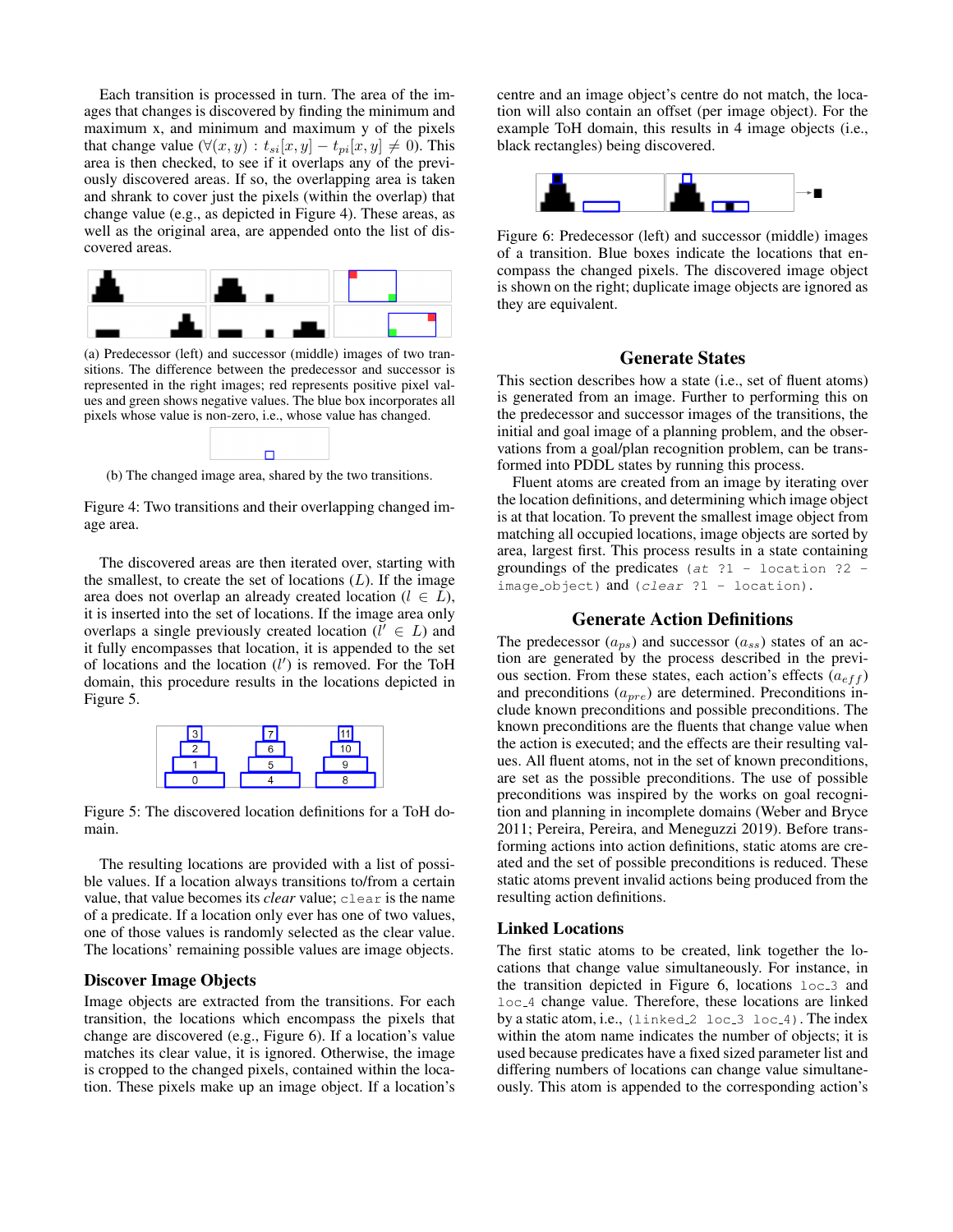Each transition is processed in turn. The area of the images that changes is discovered by finding the minimum and maximum x, and minimum and maximum y of the pixels that change value ($\forall(x, y) : t_{si}[x, y] - t_{pi}[x, y] \neq 0$). This area is then checked, to see if it overlaps any of the previously discovered areas. If so, the overlapping area is taken and shrank to cover just the pixels (within the overlap) that change value (e.g., as depicted in Figure 4). These areas, as well as the original area, are appended onto the list of discovered areas.

(a) Predecessor (left) and successor (middle) images of two transitions. The difference between the predecessor and successor is represented in the right images; red represents positive pixel values and green shows negative values. The blue box incorporates all pixels whose value is non-zero, i.e., whose value has changed.

(b) The changed image area, shared by the two transitions.

Figure 4: Two transitions and their overlapping changed image area.

The discovered areas are then iterated over, starting with the smallest, to create the set of locations ($L$). If the image area does not overlap an already created location ($l \in L$), it is inserted into the set of locations. If the image area only overlaps a single previously created location ($l' \in L$) and it fully encompasses that location, it is appended to the set of locations and the location ($l'$) is removed. For the ToH domain, this procedure results in the locations depicted in Figure 5.

Figure 5: The discovered location definitions for a ToH domain.

The resulting locations are provided with a list of possible values. If a location always transitions to/from a certain value, that value becomes its *clear* value; `clear` is the name of a predicate. If a location only ever has one of two values, one of those values is randomly selected as the clear value. The locations' remaining possible values are image objects.

### Discover Image Objects

Image objects are extracted from the transitions. For each transition, the locations which encompass the pixels that change are discovered (e.g., Figure 6). If a location's value matches its clear value, it is ignored. Otherwise, the image is cropped to the changed pixels, contained within the location. These pixels make up an image object. If a location's centre and an image object's centre do not match, the location will also contain an offset (per image object). For the example ToH domain, this results in 4 image objects (i.e., black rectangles) being discovered.

Figure 6: Predecessor (left) and successor (middle) images of a transition. Blue boxes indicate the locations that encompass the changed pixels. The discovered image object is shown on the right; duplicate image objects are ignored as they are equivalent.

## Generate States

This section describes how a state (i.e., set of fluent atoms) is generated from an image. Further to performing this on the predecessor and successor images of the transitions, the initial and goal image of a planning problem, and the observations from a goal/plan recognition problem, can be transformed into PDDL states by running this process.

Fluent atoms are created from an image by iterating over the location definitions, and determining which image object is at that location. To prevent the smallest image object from matching all occupied locations, image objects are sorted by area, largest first. This process results in a state containing groundings of the predicates `(at ?1 - location ?2 - image_object)` and `(clear ?1 - location)`.

## Generate Action Definitions

The predecessor ($a_{ps}$) and successor ($a_{ss}$) states of an action are generated by the process described in the previous section. From these states, each action's effects ($a_{eff}$) and preconditions ($a_{pre}$) are determined. Preconditions include known preconditions and possible preconditions. The known preconditions are the fluents that change value when the action is executed; and the effects are their resulting values. All fluent atoms, not in the set of known preconditions, are set as the possible preconditions. The use of possible preconditions was inspired by the works on goal recognition and planning in incomplete domains (Weber and Bryce 2011; Pereira, Pereira, and Meneguzzi 2019). Before transforming actions into action definitions, static atoms are created and the set of possible preconditions is reduced. These static atoms prevent invalid actions being produced from the resulting action definitions.

### Linked Locations

The first static atoms to be created, link together the locations that change value simultaneously. For instance, in the transition depicted in Figure 6, locations `loc_3` and `loc_4` change value. Therefore, these locations are linked by a static atom, i.e., `(linked_2 loc_3 loc_4)`. The index within the atom name indicates the number of objects; it is used because predicates have a fixed sized parameter list and differing numbers of locations can change value simultaneously. This atom is appended to the corresponding action's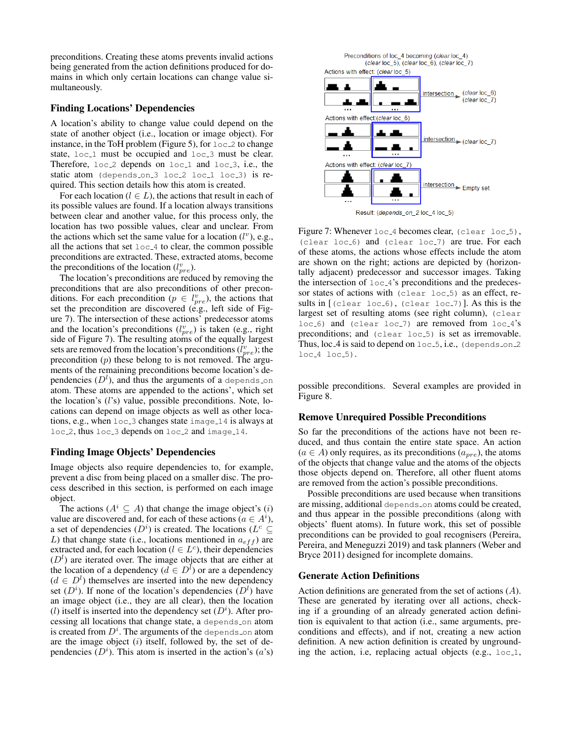preconditions. Creating these atoms prevents invalid actions being generated from the action definitions produced for domains in which only certain locations can change value simultaneously.

## Finding Locations' Dependencies

A location's ability to change value could depend on the state of another object (i.e., location or image object). For instance, in the ToH problem (Figure 5), for `loc_2` to change state, `loc_1` must be occupied and `loc_3` must be clear. Therefore, `loc_2` depends on `loc_1` and `loc_3`, i.e., the static atom `(depends_on_3 loc_2 loc_1 loc_3)` is required. This section details how this atom is created.

For each location ($l \in L$), the actions that result in each of its possible values are found. If a location always transitions between clear and another value, for this process only, the location has two possible values, clear and unclear. From the actions which set the same value for a location ($l^v$), e.g., all the actions that set `loc_4` to clear, the common possible preconditions are extracted. These, extracted atoms, become the preconditions of the location ($l^v_{pre}$).

The location's preconditions are reduced by removing the preconditions that are also preconditions of other preconditions. For each precondition ($p \in l^v_{pre}$), the actions that set the precondition are discovered (e.g., left side of Figure 7). The intersection of these actions' predecessor atoms and the location's preconditions ($l^v_{pre}$) is taken (e.g., right side of Figure 7). The resulting atoms of the equally largest sets are removed from the location's preconditions ($l^v_{pre}$); the precondition ($p$) these belong to is not removed. The arguments of the remaining preconditions become location's dependencies ($D^l$), and thus the arguments of a `depends_on` atom. These atoms are appended to the actions', which set the location's ($l$'s) value, possible preconditions. Note, locations can depend on image objects as well as other locations, e.g., when `loc_3` changes state `image_14` is always at `loc_2`, thus `loc_3` depends on `loc_2` and `image_14`.

## Finding Image Objects' Dependencies

Image objects also require dependencies to, for example, prevent a disc from being placed on a smaller disc. The process described in this section, is performed on each image object.

The actions ($A^i \subseteq A$) that change the image object's ($i$) value are discovered and, for each of these actions ($a \in A^i$), a set of dependencies ($D^i$) is created. The locations ($L^c \subseteq L$) that change state (i.e., locations mentioned in $a_{eff}$) are extracted and, for each location ($l \in L^c$), their dependencies ($D^l$) are iterated over. The image objects that are either at the location of a dependency ($d \in D^l$) or are a dependency ($d \in D^l$) themselves are inserted into the new dependency set ($D^i$). If none of the location's dependencies ($D^l$) have an image object (i.e., they are all clear), then the location ($l$) itself is inserted into the dependency set ($D^i$). After processing all locations that change state, a `depends_on` atom is created from $D^i$. The arguments of the `depends_on` atom are the image object ($i$) itself, followed by, the set of dependencies ($D^i$). This atom is inserted in the action's ($a$'s) possible preconditions. Several examples are provided in Figure 8.

Figure 7: Whenever `loc_4` becomes clear, `(clear loc_5)`, `(clear loc_6)` and `(clear loc_7)` are true. For each of these atoms, the actions whose effects include the atom are shown on the right; actions are depicted by (horizontally adjacent) predecessor and successor images. Taking the intersection of `loc_4`'s preconditions and the predecessor states of actions with `(clear loc_5)` as an effect, results in [`(clear loc_6)`, `(clear loc_7)`]. As this is the largest set of resulting atoms (see right column), `(clear loc_6)` and `(clear loc_7)` are removed from `loc_4`'s preconditions; and `(clear loc_5)` is set as irremovable. Thus, loc_4 is said to depend on `loc_5`, i.e., `(depends_on_2 loc_4 loc_5)`.

## Remove Unrequired Possible Preconditions

So far the preconditions of the actions have not been reduced, and thus contain the entire state space. An action ($a \in A$) only requires, as its preconditions ($a_{pre}$), the atoms of the objects that change value and the atoms of the objects those objects depend on. Therefore, all other fluent atoms are removed from the action's possible preconditions.

Possible preconditions are used because when transitions are missing, additional `depends_on` atoms could be created, and thus appear in the possible preconditions (along with objects' fluent atoms). In future work, this set of possible preconditions can be provided to goal recognisers (Pereira, Pereira, and Meneguzzi 2019) and task planners (Weber and Bryce 2011) designed for incomplete domains.

## Generate Action Definitions

Action definitions are generated from the set of actions ($A$). These are generated by iterating over all actions, checking if a grounding of an already generated action definition is equivalent to that action (i.e., same arguments, preconditions and effects), and if not, creating a new action definition. A new action definition is created by ungrounding the action, i.e, replacing actual objects (e.g., `loc_1`,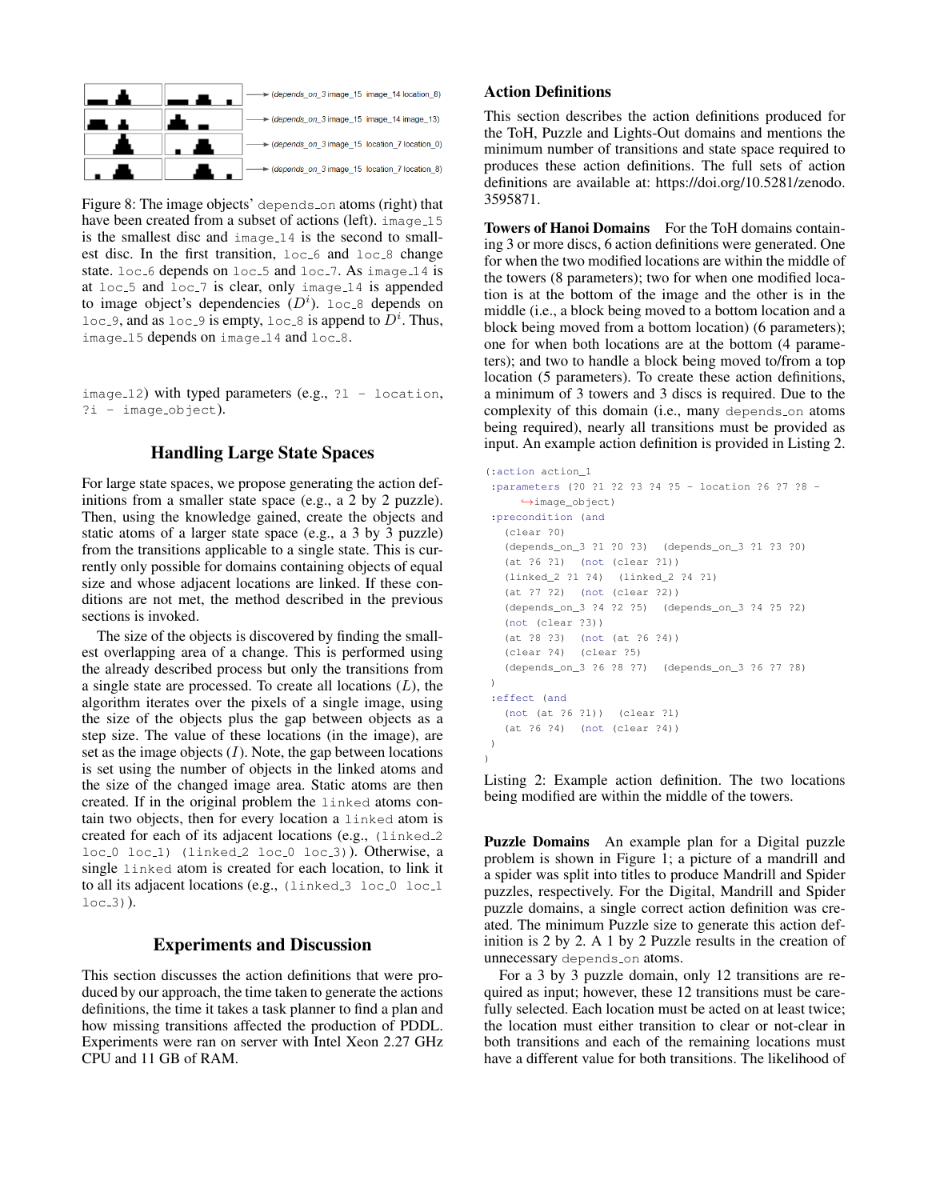(depends_on_3 image_15 image_14 location_8)

(depends_on_3 image_15 image_14 image_13)

(depends_on_3 image_15 location_7 location_0)

(depends_on_3 image_15 location_7 location_8)

Figure 8: The image objects' depends_on atoms (right) that have been created from a subset of actions (left). image_15 is the smallest disc and image_14 is the second to smallest disc. In the first transition, loc_6 and loc_8 change state. loc_6 depends on loc_5 and loc_7. As image_14 is at loc_5 and loc_7 is clear, only image_14 is appended to image object's dependencies ($D^i$). loc_8 depends on loc_9, and as loc_9 is empty, loc_8 is append to $D^i$. Thus, image_15 depends on image_14 and loc_8.

image_12) with typed parameters (e.g., ?l - location, ?i - image_object).

## Handling Large State Spaces

For large state spaces, we propose generating the action definitions from a smaller state space (e.g., a 2 by 2 puzzle). Then, using the knowledge gained, create the objects and static atoms of a larger state space (e.g., a 3 by 3 puzzle) from the transitions applicable to a single state. This is currently only possible for domains containing objects of equal size and whose adjacent locations are linked. If these conditions are not met, the method described in the previous sections is invoked.

The size of the objects is discovered by finding the smallest overlapping area of a change. This is performed using the already described process but only the transitions from a single state are processed. To create all locations ($L$), the algorithm iterates over the pixels of a single image, using the size of the objects plus the gap between objects as a step size. The value of these locations (in the image), are set as the image objects ($I$). Note, the gap between locations is set using the number of objects in the linked atoms and the size of the changed image area. Static atoms are then created. If in the original problem the linked atoms contain two objects, then for every location a linked atom is created for each of its adjacent locations (e.g., (linked_2 loc_0 loc_1) (linked_2 loc_0 loc_3)). Otherwise, a single linked atom is created for each location, to link it to all its adjacent locations (e.g., (linked_3 loc_0 loc_1 loc_3)).

## Experiments and Discussion

This section discusses the action definitions that were produced by our approach, the time taken to generate the actions definitions, the time it takes a task planner to find a plan and how missing transitions affected the production of PDDL. Experiments were ran on server with Intel Xeon 2.27 GHz CPU and 11 GB of RAM.

### Action Definitions

This section describes the action definitions produced for the ToH, Puzzle and Lights-Out domains and mentions the minimum number of transitions and state space required to produces these action definitions. The full sets of action definitions are available at: https://doi.org/10.5281/zenodo.3595871.

**Towers of Hanoi Domains** For the ToH domains containing 3 or more discs, 6 action definitions were generated. One for when the two modified locations are within the middle of the towers (8 parameters); two for when one modified location is at the bottom of the image and the other is in the middle (i.e., a block being moved to a bottom location and a block being moved from a bottom location) (6 parameters); one for when both locations are at the bottom (4 parameters); and two to handle a block being moved to/from a top location (5 parameters). To create these action definitions, a minimum of 3 towers and 3 discs is required. Due to the complexity of this domain (i.e., many depends_on atoms being required), nearly all transitions must be provided as input. An example action definition is provided in Listing 2.

```
(:action action_1
 :parameters (?0 ?1 ?2 ?3 ?4 ?5 - location ?6 ?7 ?8 -
     ↪image_object)
 :precondition (and
   (clear ?0)
   (depends_on_3 ?1 ?0 ?3)  (depends_on_3 ?1 ?3 ?0)
   (at ?6 ?1)  (not (clear ?1))
   (linked_2 ?1 ?4)  (linked_2 ?4 ?1)
   (at ?7 ?2)  (not (clear ?2))
   (depends_on_3 ?4 ?2 ?5)  (depends_on_3 ?4 ?5 ?2)
   (not (clear ?3))
   (at ?8 ?3)  (not (at ?6 ?4))
   (clear ?4)  (clear ?5)
   (depends_on_3 ?6 ?8 ?7)  (depends_on_3 ?6 ?7 ?8)
 )
 :effect (and
   (not (at ?6 ?1))  (clear ?1)
   (at ?6 ?4)  (not (clear ?4))
 )
)
```

Listing 2: Example action definition. The two locations being modified are within the middle of the towers.

**Puzzle Domains** An example plan for a Digital puzzle problem is shown in Figure 1; a picture of a mandrill and a spider was split into titles to produce Mandrill and Spider puzzles, respectively. For the Digital, Mandrill and Spider puzzle domains, a single correct action definition was created. The minimum Puzzle size to generate this action definition is 2 by 2. A 1 by 2 Puzzle results in the creation of unnecessary depends_on atoms.

For a 3 by 3 puzzle domain, only 12 transitions are required as input; however, these 12 transitions must be carefully selected. Each location must be acted on at least twice; the location must either transition to clear or not-clear in both transitions and each of the remaining locations must have a different value for both transitions. The likelihood of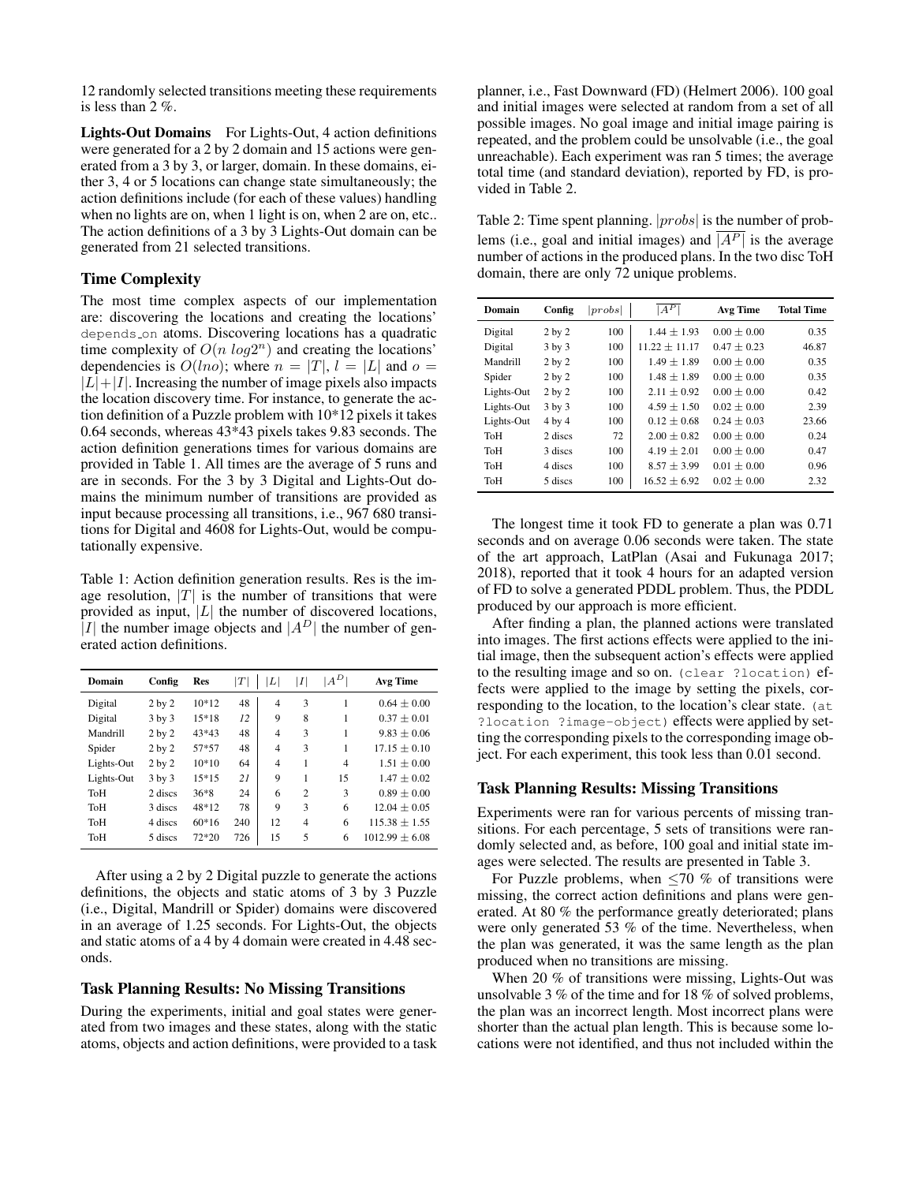12 randomly selected transitions meeting these requirements is less than 2 %.

**Lights-Out Domains** For Lights-Out, 4 action definitions were generated for a 2 by 2 domain and 15 actions were generated from a 3 by 3, or larger, domain. In these domains, either 3, 4 or 5 locations can change state simultaneously; the action definitions include (for each of these values) handling when no lights are on, when 1 light is on, when 2 are on, etc.. The action definitions of a 3 by 3 Lights-Out domain can be generated from 21 selected transitions.

## Time Complexity

The most time complex aspects of our implementation are: discovering the locations and creating the locations' `depends_on` atoms. Discovering locations has a quadratic time complexity of $O(n\ log 2^n)$ and creating the locations' dependencies is $O(lno)$; where $n = |T|$, $l = |L|$ and $o = |L|+|I|$. Increasing the number of image pixels also impacts the location discovery time. For instance, to generate the action definition of a Puzzle problem with 10*12 pixels it takes 0.64 seconds, whereas 43*43 pixels takes 9.83 seconds. The action definition generations times for various domains are provided in Table 1. All times are the average of 5 runs and are in seconds. For the 3 by 3 Digital and Lights-Out domains the minimum number of transitions are provided as input because processing all transitions, i.e., 967 680 transitions for Digital and 4608 for Lights-Out, would be computationally expensive.

Table 1: Action definition generation results. Res is the image resolution, $|T|$ is the number of transitions that were provided as input, $|L|$ the number of discovered locations, $|I|$ the number image objects and $|A^D|$ the number of generated action definitions.

| Domain | Config | Res | $\|T\|$ | $\|L\|$ | $\|I\|$ | $\|A^D\|$ | Avg Time |
|---|---|---|---|---|---|---|---|
| Digital | 2 by 2 | 10*12 | 48 | 4 | 3 | 1 | $0.64 \pm 0.00$ |
| Digital | 3 by 3 | 15*18 | *12* | 9 | 8 | 1 | $0.37 \pm 0.01$ |
| Mandrill | 2 by 2 | 43*43 | 48 | 4 | 3 | 1 | $9.83 \pm 0.06$ |
| Spider | 2 by 2 | 57*57 | 48 | 4 | 3 | 1 | $17.15 \pm 0.10$ |
| Lights-Out | 2 by 2 | 10*10 | 64 | 4 | 1 | 4 | $1.51 \pm 0.00$ |
| Lights-Out | 3 by 3 | 15*15 | *21* | 9 | 1 | 15 | $1.47 \pm 0.02$ |
| ToH | 2 discs | 36*8 | 24 | 6 | 2 | 3 | $0.89 \pm 0.00$ |
| ToH | 3 discs | 48*12 | 78 | 9 | 3 | 6 | $12.04 \pm 0.05$ |
| ToH | 4 discs | 60*16 | 240 | 12 | 4 | 6 | $115.38 \pm 1.55$ |
| ToH | 5 discs | 72*20 | 726 | 15 | 5 | 6 | $1012.99 \pm 6.08$ |

After using a 2 by 2 Digital puzzle to generate the actions definitions, the objects and static atoms of 3 by 3 Puzzle (i.e., Digital, Mandrill or Spider) domains were discovered in an average of 1.25 seconds. For Lights-Out, the objects and static atoms of a 4 by 4 domain were created in 4.48 seconds.

## Task Planning Results: No Missing Transitions

During the experiments, initial and goal states were generated from two images and these states, along with the static atoms, objects and action definitions, were provided to a task planner, i.e., Fast Downward (FD) (Helmert 2006). 100 goal and initial images were selected at random from a set of all possible images. No goal image and initial image pairing is repeated, and the problem could be unsolvable (i.e., the goal unreachable). Each experiment was ran 5 times; the average total time (and standard deviation), reported by FD, is provided in Table 2.

Table 2: Time spent planning. $|probs|$ is the number of problems (i.e., goal and initial images) and $\overline{|A^P|}$ is the average number of actions in the produced plans. In the two disc ToH domain, there are only 72 unique problems.

| Domain | Config | $\|probs\|$ | $\overline{\|A^P\|}$ | Avg Time | Total Time |
|---|---|---|---|---|---|
| Digital | 2 by 2 | 100 | $1.44 \pm 1.93$ | $0.00 \pm 0.00$ | 0.35 |
| Digital | 3 by 3 | 100 | $11.22 \pm 11.17$ | $0.47 \pm 0.23$ | 46.87 |
| Mandrill | 2 by 2 | 100 | $1.49 \pm 1.89$ | $0.00 \pm 0.00$ | 0.35 |
| Spider | 2 by 2 | 100 | $1.48 \pm 1.89$ | $0.00 \pm 0.00$ | 0.35 |
| Lights-Out | 2 by 2 | 100 | $2.11 \pm 0.92$ | $0.00 \pm 0.00$ | 0.42 |
| Lights-Out | 3 by 3 | 100 | $4.59 \pm 1.50$ | $0.02 \pm 0.00$ | 2.39 |
| Lights-Out | 4 by 4 | 100 | $0.12 \pm 0.68$ | $0.24 \pm 0.03$ | 23.66 |
| ToH | 2 discs | 72 | $2.00 \pm 0.82$ | $0.00 \pm 0.00$ | 0.24 |
| ToH | 3 discs | 100 | $4.19 \pm 2.01$ | $0.00 \pm 0.00$ | 0.47 |
| ToH | 4 discs | 100 | $8.57 \pm 3.99$ | $0.01 \pm 0.00$ | 0.96 |
| ToH | 5 discs | 100 | $16.52 \pm 6.92$ | $0.02 \pm 0.00$ | 2.32 |

The longest time it took FD to generate a plan was 0.71 seconds and on average 0.06 seconds were taken. The state of the art approach, LatPlan (Asai and Fukunaga 2017; 2018), reported that it took 4 hours for an adapted version of FD to solve a generated PDDL problem. Thus, the PDDL produced by our approach is more efficient.

After finding a plan, the planned actions were translated into images. The first actions effects were applied to the initial image, then the subsequent action's effects were applied to the resulting image and so on. `(clear ?location)` effects were applied to the image by setting the pixels, corresponding to the location, to the location's clear state. `(at ?location ?image-object)` effects were applied by setting the corresponding pixels to the corresponding image object. For each experiment, this took less than 0.01 second.

## Task Planning Results: Missing Transitions

Experiments were ran for various percents of missing transitions. For each percentage, 5 sets of transitions were randomly selected and, as before, 100 goal and initial state images were selected. The results are presented in Table 3.

For Puzzle problems, when $\leq$70 % of transitions were missing, the correct action definitions and plans were generated. At 80 % the performance greatly deteriorated; plans were only generated 53 % of the time. Nevertheless, when the plan was generated, it was the same length as the plan produced when no transitions are missing.

When 20 % of transitions were missing, Lights-Out was unsolvable 3 % of the time and for 18 % of solved problems, the plan was an incorrect length. Most incorrect plans were shorter than the actual plan length. This is because some locations were not identified, and thus not included within the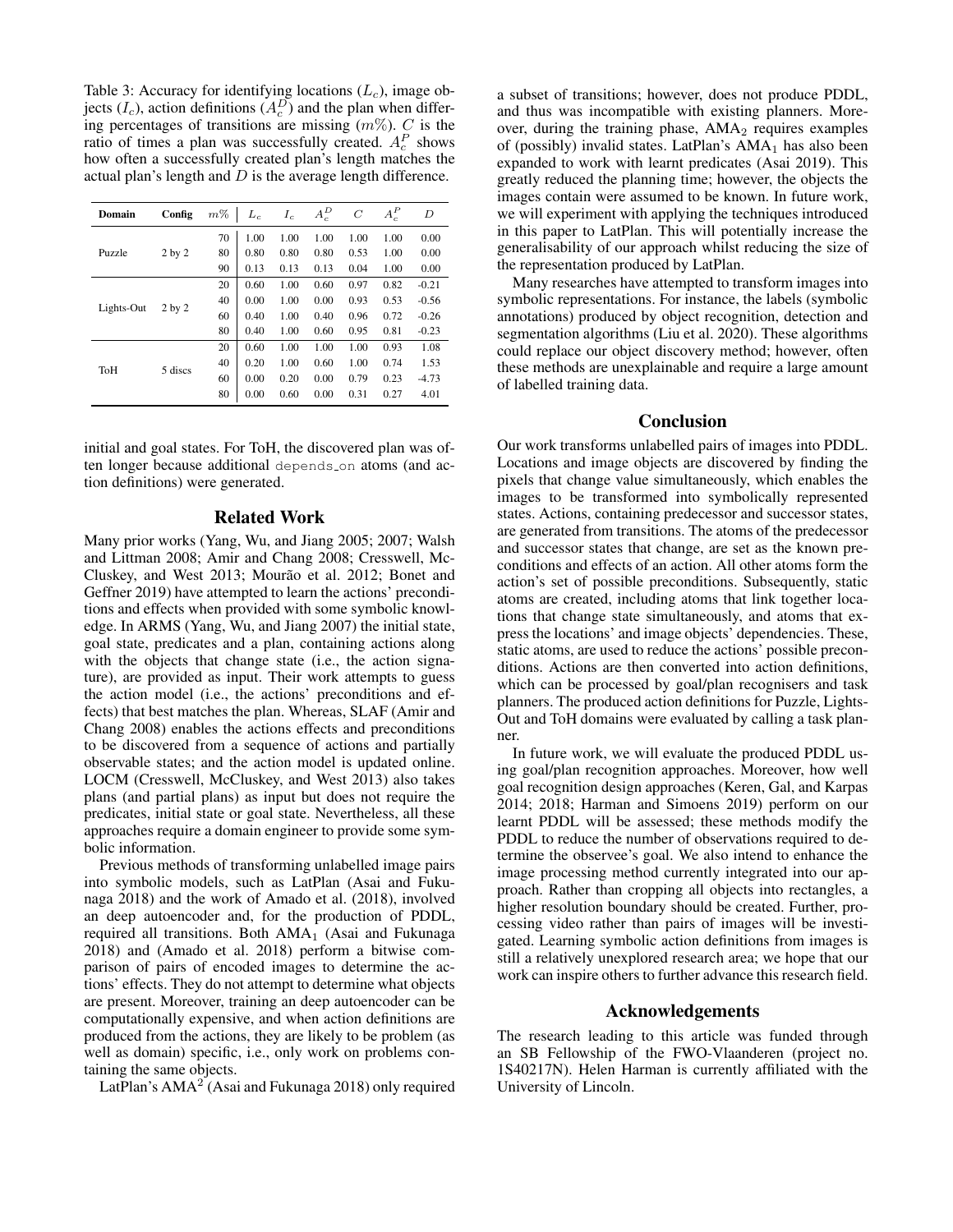Table 3: Accuracy for identifying locations ($L_c$), image objects ($I_c$), action definitions ($A_c^D$) and the plan when differing percentages of transitions are missing ($m\%$). $C$ is the ratio of times a plan was successfully created. $A_c^P$ shows how often a successfully created plan's length matches the actual plan's length and $D$ is the average length difference.

| Domain | Config | $m\%$ | $L_c$ | $I_c$ | $A_c^D$ | $C$ | $A_c^P$ | $D$ |
|---|---|---|---|---|---|---|---|---|
| Puzzle | 2 by 2 | 70 | 1.00 | 1.00 | 1.00 | 1.00 | 1.00 | 0.00 |
| | | 80 | 0.80 | 0.80 | 0.80 | 0.53 | 1.00 | 0.00 |
| | | 90 | 0.13 | 0.13 | 0.13 | 0.04 | 1.00 | 0.00 |
| Lights-Out | 2 by 2 | 20 | 0.60 | 1.00 | 0.60 | 0.97 | 0.82 | -0.21 |
| | | 40 | 0.00 | 1.00 | 0.00 | 0.93 | 0.53 | -0.56 |
| | | 60 | 0.40 | 1.00 | 0.40 | 0.96 | 0.72 | -0.26 |
| | | 80 | 0.40 | 1.00 | 0.60 | 0.95 | 0.81 | -0.23 |
| ToH | 5 discs | 20 | 0.60 | 1.00 | 1.00 | 1.00 | 0.93 | 1.08 |
| | | 40 | 0.20 | 1.00 | 0.60 | 1.00 | 0.74 | 1.53 |
| | | 60 | 0.00 | 0.20 | 0.00 | 0.79 | 0.23 | -4.73 |
| | | 80 | 0.00 | 0.60 | 0.00 | 0.31 | 0.27 | 4.01 |

initial and goal states. For ToH, the discovered plan was often longer because additional depends_on atoms (and action definitions) were generated.

## Related Work

Many prior works (Yang, Wu, and Jiang 2005; 2007; Walsh and Littman 2008; Amir and Chang 2008; Cresswell, McCluskey, and West 2013; Mourão et al. 2012; Bonet and Geffner 2019) have attempted to learn the actions' preconditions and effects when provided with some symbolic knowledge. In ARMS (Yang, Wu, and Jiang 2007) the initial state, goal state, predicates and a plan, containing actions along with the objects that change state (i.e., the action signature), are provided as input. Their work attempts to guess the action model (i.e., the actions' preconditions and effects) that best matches the plan. Whereas, SLAF (Amir and Chang 2008) enables the actions effects and preconditions to be discovered from a sequence of actions and partially observable states; and the action model is updated online. LOCM (Cresswell, McCluskey, and West 2013) also takes plans (and partial plans) as input but does not require the predicates, initial state or goal state. Nevertheless, all these approaches require a domain engineer to provide some symbolic information.

Previous methods of transforming unlabelled image pairs into symbolic models, such as LatPlan (Asai and Fukunaga 2018) and the work of Amado et al. (2018), involved an deep autoencoder and, for the production of PDDL, required all transitions. Both $\text{AMA}_1$ (Asai and Fukunaga 2018) and (Amado et al. 2018) perform a bitwise comparison of pairs of encoded images to determine the actions' effects. They do not attempt to determine what objects are present. Moreover, training an deep autoencoder can be computationally expensive, and when action definitions are produced from the actions, they are likely to be problem (as well as domain) specific, i.e., only work on problems containing the same objects.

LatPlan's $\text{AMA}^2$ (Asai and Fukunaga 2018) only required a subset of transitions; however, does not produce PDDL, and thus was incompatible with existing planners. Moreover, during the training phase, $\text{AMA}_2$ requires examples of (possibly) invalid states. LatPlan's $\text{AMA}_1$ has also been expanded to work with learnt predicates (Asai 2019). This greatly reduced the planning time; however, the objects the images contain were assumed to be known. In future work, we will experiment with applying the techniques introduced in this paper to LatPlan. This will potentially increase the generalisability of our approach whilst reducing the size of the representation produced by LatPlan.

Many researches have attempted to transform images into symbolic representations. For instance, the labels (symbolic annotations) produced by object recognition, detection and segmentation algorithms (Liu et al. 2020). These algorithms could replace our object discovery method; however, often these methods are unexplainable and require a large amount of labelled training data.

## Conclusion

Our work transforms unlabelled pairs of images into PDDL. Locations and image objects are discovered by finding the pixels that change value simultaneously, which enables the images to be transformed into symbolically represented states. Actions, containing predecessor and successor states, are generated from transitions. The atoms of the predecessor and successor states that change, are set as the known preconditions and effects of an action. All other atoms form the action's set of possible preconditions. Subsequently, static atoms are created, including atoms that link together locations that change state simultaneously, and atoms that express the locations' and image objects' dependencies. These, static atoms, are used to reduce the actions' possible preconditions. Actions are then converted into action definitions, which can be processed by goal/plan recognisers and task planners. The produced action definitions for Puzzle, Lights-Out and ToH domains were evaluated by calling a task planner.

In future work, we will evaluate the produced PDDL using goal/plan recognition approaches. Moreover, how well goal recognition design approaches (Keren, Gal, and Karpas 2014; 2018; Harman and Simoens 2019) perform on our learnt PDDL will be assessed; these methods modify the PDDL to reduce the number of observations required to determine the observee's goal. We also intend to enhance the image processing method currently integrated into our approach. Rather than cropping all objects into rectangles, a higher resolution boundary should be created. Further, processing video rather than pairs of images will be investigated. Learning symbolic action definitions from images is still a relatively unexplored research area; we hope that our work can inspire others to further advance this research field.

## Acknowledgements

The research leading to this article was funded through an SB Fellowship of the FWO-Vlaanderen (project no. 1S40217N). Helen Harman is currently affiliated with the University of Lincoln.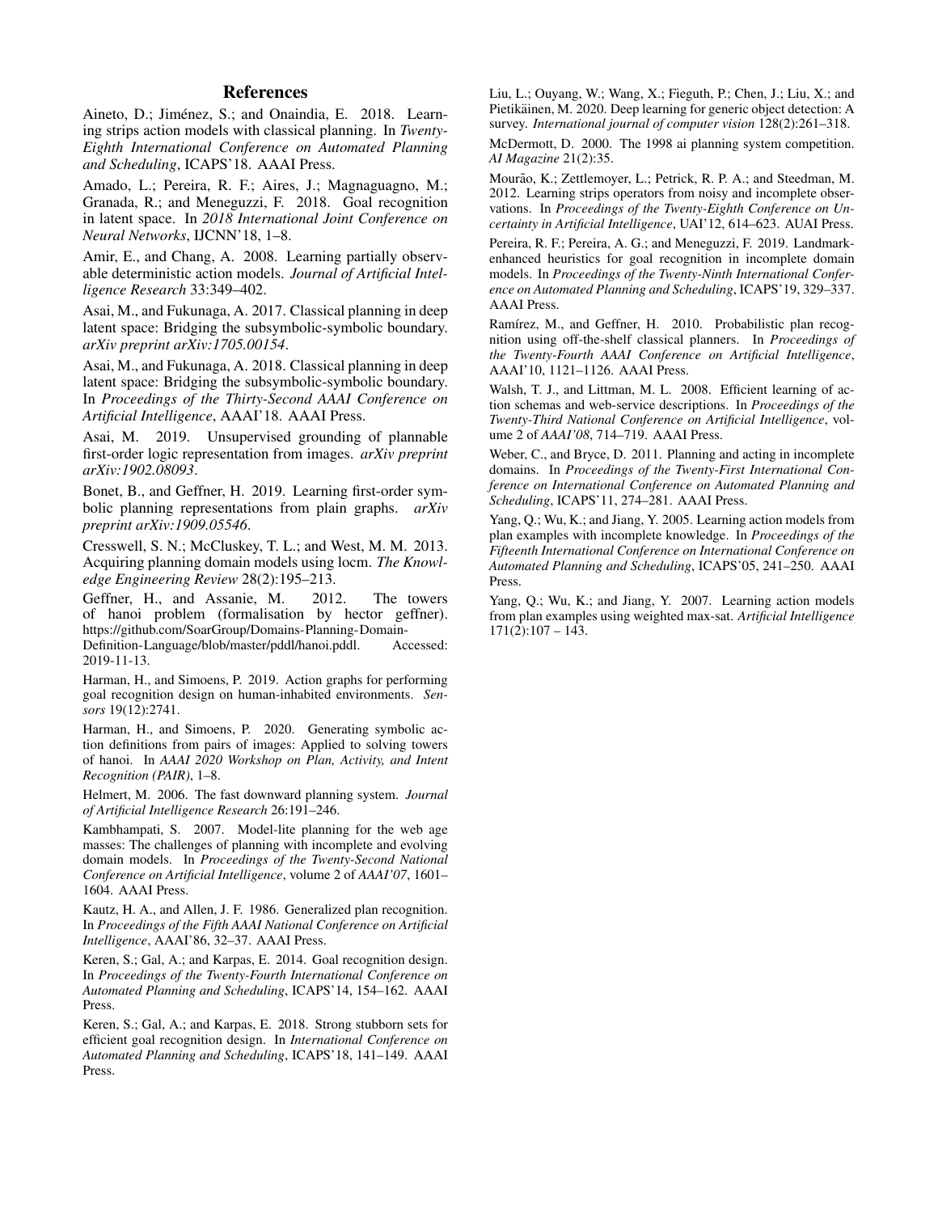## References

Aineto, D.; Jiménez, S.; and Onaindia, E. 2018. Learning strips action models with classical planning. In *Twenty-Eighth International Conference on Automated Planning and Scheduling*, ICAPS'18. AAAI Press.

Amado, L.; Pereira, R. F.; Aires, J.; Magnaguagno, M.; Granada, R.; and Meneguzzi, F. 2018. Goal recognition in latent space. In *2018 International Joint Conference on Neural Networks*, IJCNN'18, 1–8.

Amir, E., and Chang, A. 2008. Learning partially observable deterministic action models. *Journal of Artificial Intelligence Research* 33:349–402.

Asai, M., and Fukunaga, A. 2017. Classical planning in deep latent space: Bridging the subsymbolic-symbolic boundary. *arXiv preprint arXiv:1705.00154*.

Asai, M., and Fukunaga, A. 2018. Classical planning in deep latent space: Bridging the subsymbolic-symbolic boundary. In *Proceedings of the Thirty-Second AAAI Conference on Artificial Intelligence*, AAAI'18. AAAI Press.

Asai, M. 2019. Unsupervised grounding of plannable first-order logic representation from images. *arXiv preprint arXiv:1902.08093*.

Bonet, B., and Geffner, H. 2019. Learning first-order symbolic planning representations from plain graphs. *arXiv preprint arXiv:1909.05546*.

Cresswell, S. N.; McCluskey, T. L.; and West, M. M. 2013. Acquiring planning domain models using locm. *The Knowledge Engineering Review* 28(2):195–213.

Geffner, H., and Assanie, M. 2012. The towers of hanoi problem (formalisation by hector geffner). https://github.com/SoarGroup/Domains-Planning-Domain-Definition-Language/blob/master/pddl/hanoi.pddl. Accessed: 2019-11-13.

Harman, H., and Simoens, P. 2019. Action graphs for performing goal recognition design on human-inhabited environments. *Sensors* 19(12):2741.

Harman, H., and Simoens, P. 2020. Generating symbolic action definitions from pairs of images: Applied to solving towers of hanoi. In *AAAI 2020 Workshop on Plan, Activity, and Intent Recognition (PAIR)*, 1–8.

Helmert, M. 2006. The fast downward planning system. *Journal of Artificial Intelligence Research* 26:191–246.

Kambhampati, S. 2007. Model-lite planning for the web age masses: The challenges of planning with incomplete and evolving domain models. In *Proceedings of the Twenty-Second National Conference on Artificial Intelligence*, volume 2 of *AAAI'07*, 1601–1604. AAAI Press.

Kautz, H. A., and Allen, J. F. 1986. Generalized plan recognition. In *Proceedings of the Fifth AAAI National Conference on Artificial Intelligence*, AAAI'86, 32–37. AAAI Press.

Keren, S.; Gal, A.; and Karpas, E. 2014. Goal recognition design. In *Proceedings of the Twenty-Fourth International Conference on Automated Planning and Scheduling*, ICAPS'14, 154–162. AAAI Press.

Keren, S.; Gal, A.; and Karpas, E. 2018. Strong stubborn sets for efficient goal recognition design. In *International Conference on Automated Planning and Scheduling*, ICAPS'18, 141–149. AAAI Press.

Liu, L.; Ouyang, W.; Wang, X.; Fieguth, P.; Chen, J.; Liu, X.; and Pietikäinen, M. 2020. Deep learning for generic object detection: A survey. *International journal of computer vision* 128(2):261–318.

McDermott, D. 2000. The 1998 ai planning system competition. *AI Magazine* 21(2):35.

Mourão, K.; Zettlemoyer, L.; Petrick, R. P. A.; and Steedman, M. 2012. Learning strips operators from noisy and incomplete observations. In *Proceedings of the Twenty-Eighth Conference on Uncertainty in Artificial Intelligence*, UAI'12, 614–623. AUAI Press.

Pereira, R. F.; Pereira, A. G.; and Meneguzzi, F. 2019. Landmark-enhanced heuristics for goal recognition in incomplete domain models. In *Proceedings of the Twenty-Ninth International Conference on Automated Planning and Scheduling*, ICAPS'19, 329–337. AAAI Press.

Ramírez, M., and Geffner, H. 2010. Probabilistic plan recognition using off-the-shelf classical planners. In *Proceedings of the Twenty-Fourth AAAI Conference on Artificial Intelligence*, AAAI'10, 1121–1126. AAAI Press.

Walsh, T. J., and Littman, M. L. 2008. Efficient learning of action schemas and web-service descriptions. In *Proceedings of the Twenty-Third National Conference on Artificial Intelligence*, volume 2 of *AAAI'08*, 714–719. AAAI Press.

Weber, C., and Bryce, D. 2011. Planning and acting in incomplete domains. In *Proceedings of the Twenty-First International Conference on International Conference on Automated Planning and Scheduling*, ICAPS'11, 274–281. AAAI Press.

Yang, Q.; Wu, K.; and Jiang, Y. 2005. Learning action models from plan examples with incomplete knowledge. In *Proceedings of the Fifteenth International Conference on International Conference on Automated Planning and Scheduling*, ICAPS'05, 241–250. AAAI Press.

Yang, Q.; Wu, K.; and Jiang, Y. 2007. Learning action models from plan examples using weighted max-sat. *Artificial Intelligence* 171(2):107 – 143.